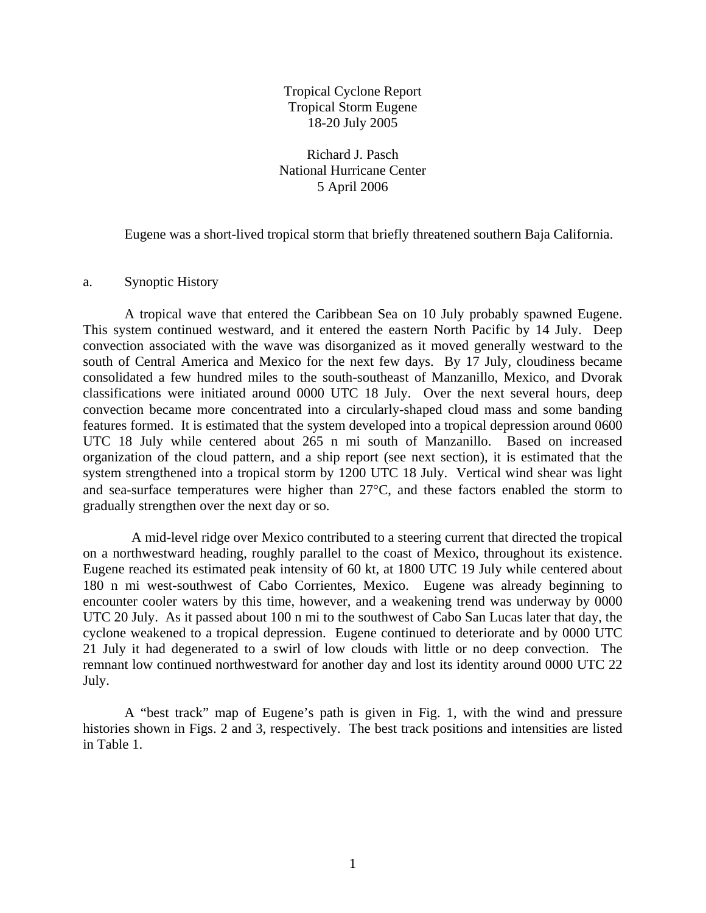# Tropical Cyclone Report
# Tropical Storm Eugene
# 18-20 July 2005

Richard J. Pasch
National Hurricane Center
5 April 2006

Eugene was a short-lived tropical storm that briefly threatened southern Baja California.

## a. Synoptic History

A tropical wave that entered the Caribbean Sea on 10 July probably spawned Eugene. This system continued westward, and it entered the eastern North Pacific by 14 July. Deep convection associated with the wave was disorganized as it moved generally westward to the south of Central America and Mexico for the next few days. By 17 July, cloudiness became consolidated a few hundred miles to the south-southeast of Manzanillo, Mexico, and Dvorak classifications were initiated around 0000 UTC 18 July. Over the next several hours, deep convection became more concentrated into a circularly-shaped cloud mass and some banding features formed. It is estimated that the system developed into a tropical depression around 0600 UTC 18 July while centered about 265 n mi south of Manzanillo. Based on increased organization of the cloud pattern, and a ship report (see next section), it is estimated that the system strengthened into a tropical storm by 1200 UTC 18 July. Vertical wind shear was light and sea-surface temperatures were higher than 27°C, and these factors enabled the storm to gradually strengthen over the next day or so.

A mid-level ridge over Mexico contributed to a steering current that directed the tropical on a northwestward heading, roughly parallel to the coast of Mexico, throughout its existence. Eugene reached its estimated peak intensity of 60 kt, at 1800 UTC 19 July while centered about 180 n mi west-southwest of Cabo Corrientes, Mexico. Eugene was already beginning to encounter cooler waters by this time, however, and a weakening trend was underway by 0000 UTC 20 July. As it passed about 100 n mi to the southwest of Cabo San Lucas later that day, the cyclone weakened to a tropical depression. Eugene continued to deteriorate and by 0000 UTC 21 July it had degenerated to a swirl of low clouds with little or no deep convection. The remnant low continued northwestward for another day and lost its identity around 0000 UTC 22 July.

A "best track" map of Eugene's path is given in Fig. 1, with the wind and pressure histories shown in Figs. 2 and 3, respectively. The best track positions and intensities are listed in Table 1.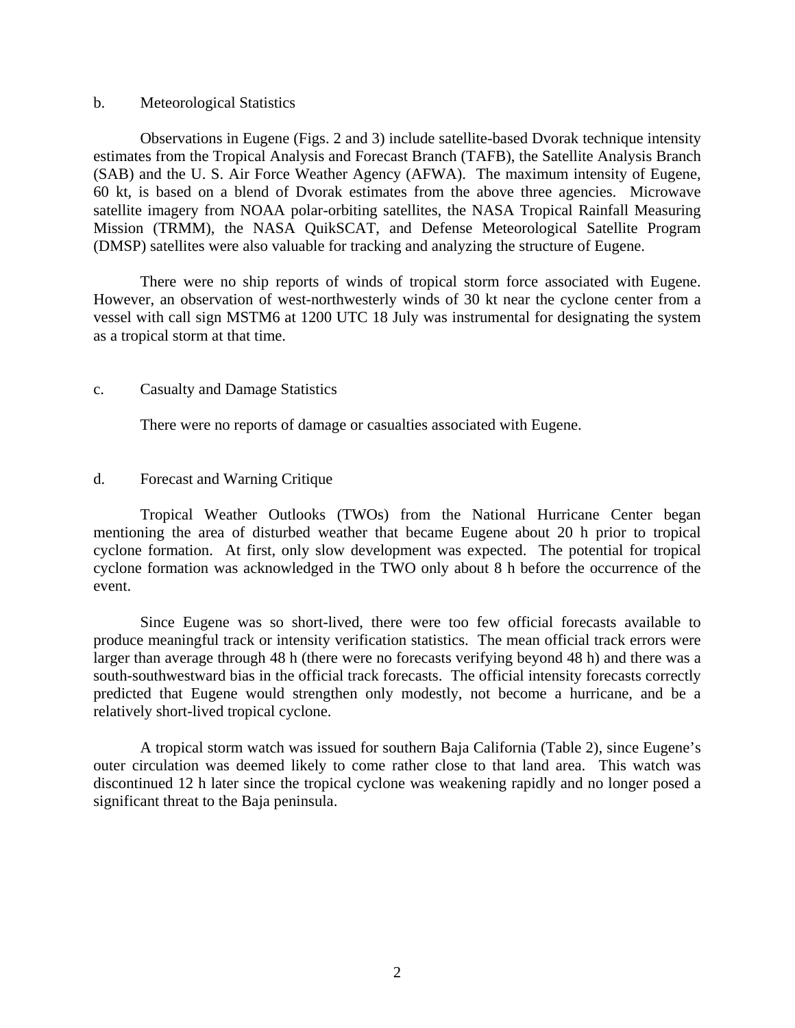### b. Meteorological Statistics

Observations in Eugene (Figs. 2 and 3) include satellite-based Dvorak technique intensity estimates from the Tropical Analysis and Forecast Branch (TAFB), the Satellite Analysis Branch (SAB) and the U. S. Air Force Weather Agency (AFWA). The maximum intensity of Eugene, 60 kt, is based on a blend of Dvorak estimates from the above three agencies. Microwave satellite imagery from NOAA polar-orbiting satellites, the NASA Tropical Rainfall Measuring Mission (TRMM), the NASA QuikSCAT, and Defense Meteorological Satellite Program (DMSP) satellites were also valuable for tracking and analyzing the structure of Eugene.

There were no ship reports of winds of tropical storm force associated with Eugene. However, an observation of west-northwesterly winds of 30 kt near the cyclone center from a vessel with call sign MSTM6 at 1200 UTC 18 July was instrumental for designating the system as a tropical storm at that time.

### c. Casualty and Damage Statistics

There were no reports of damage or casualties associated with Eugene.

### d. Forecast and Warning Critique

Tropical Weather Outlooks (TWOs) from the National Hurricane Center began mentioning the area of disturbed weather that became Eugene about 20 h prior to tropical cyclone formation. At first, only slow development was expected. The potential for tropical cyclone formation was acknowledged in the TWO only about 8 h before the occurrence of the event.

Since Eugene was so short-lived, there were too few official forecasts available to produce meaningful track or intensity verification statistics. The mean official track errors were larger than average through 48 h (there were no forecasts verifying beyond 48 h) and there was a south-southwestward bias in the official track forecasts. The official intensity forecasts correctly predicted that Eugene would strengthen only modestly, not become a hurricane, and be a relatively short-lived tropical cyclone.

A tropical storm watch was issued for southern Baja California (Table 2), since Eugene's outer circulation was deemed likely to come rather close to that land area. This watch was discontinued 12 h later since the tropical cyclone was weakening rapidly and no longer posed a significant threat to the Baja peninsula.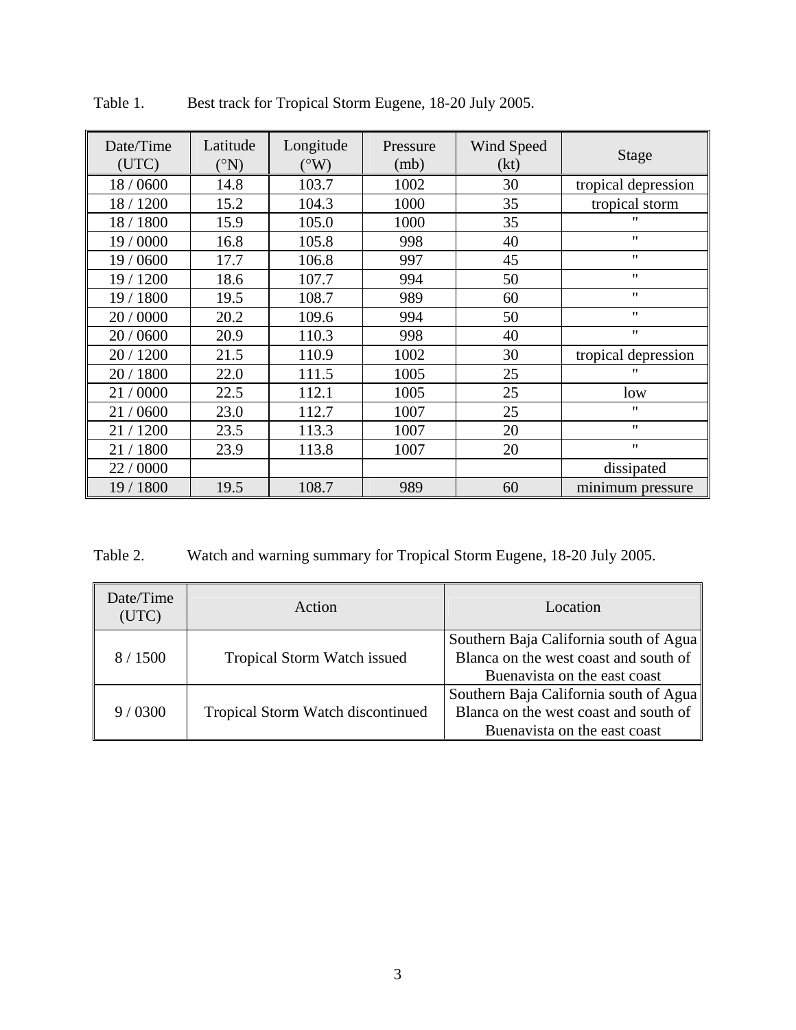Table 1. Best track for Tropical Storm Eugene, 18-20 July 2005.

| Date/Time (UTC) | Latitude (°N) | Longitude (°W) | Pressure (mb) | Wind Speed (kt) | Stage |
|---|---|---|---|---|---|
| 18 / 0600 | 14.8 | 103.7 | 1002 | 30 | tropical depression |
| 18 / 1200 | 15.2 | 104.3 | 1000 | 35 | tropical storm |
| 18 / 1800 | 15.9 | 105.0 | 1000 | 35 | " |
| 19 / 0000 | 16.8 | 105.8 | 998 | 40 | " |
| 19 / 0600 | 17.7 | 106.8 | 997 | 45 | " |
| 19 / 1200 | 18.6 | 107.7 | 994 | 50 | " |
| 19 / 1800 | 19.5 | 108.7 | 989 | 60 | " |
| 20 / 0000 | 20.2 | 109.6 | 994 | 50 | " |
| 20 / 0600 | 20.9 | 110.3 | 998 | 40 | " |
| 20 / 1200 | 21.5 | 110.9 | 1002 | 30 | tropical depression |
| 20 / 1800 | 22.0 | 111.5 | 1005 | 25 | " |
| 21 / 0000 | 22.5 | 112.1 | 1005 | 25 | low |
| 21 / 0600 | 23.0 | 112.7 | 1007 | 25 | " |
| 21 / 1200 | 23.5 | 113.3 | 1007 | 20 | " |
| 21 / 1800 | 23.9 | 113.8 | 1007 | 20 | " |
| 22 / 0000 | | | | | dissipated |
| 19 / 1800 | 19.5 | 108.7 | 989 | 60 | minimum pressure |

Table 2. Watch and warning summary for Tropical Storm Eugene, 18-20 July 2005.

| Date/Time (UTC) | Action | Location |
|---|---|---|
| 8 / 1500 | Tropical Storm Watch issued | Southern Baja California south of Agua Blanca on the west coast and south of Buenavista on the east coast |
| 9 / 0300 | Tropical Storm Watch discontinued | Southern Baja California south of Agua Blanca on the west coast and south of Buenavista on the east coast |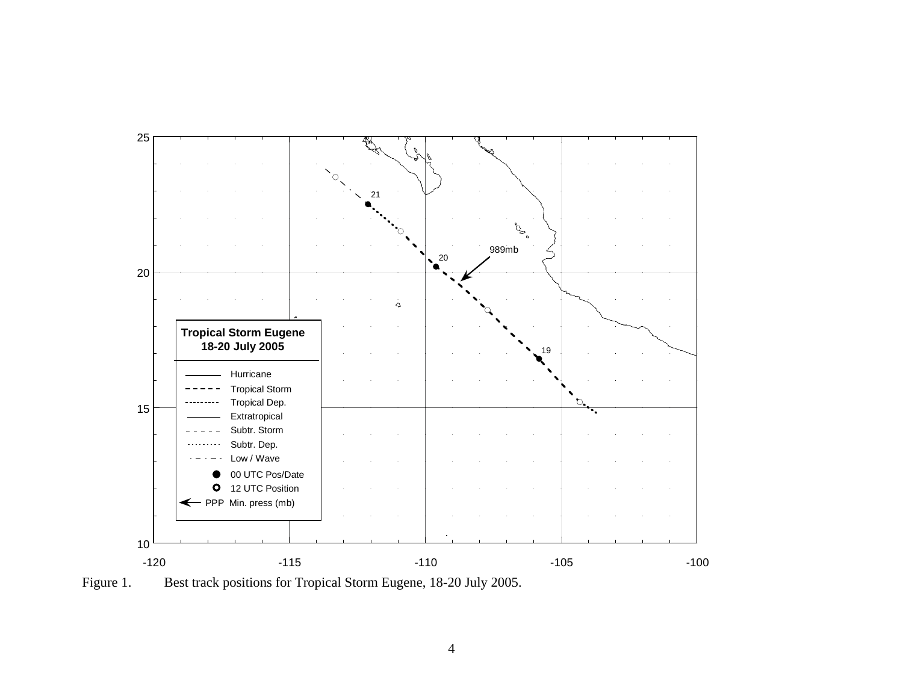Figure 1. Best track positions for Tropical Storm Eugene, 18-20 July 2005.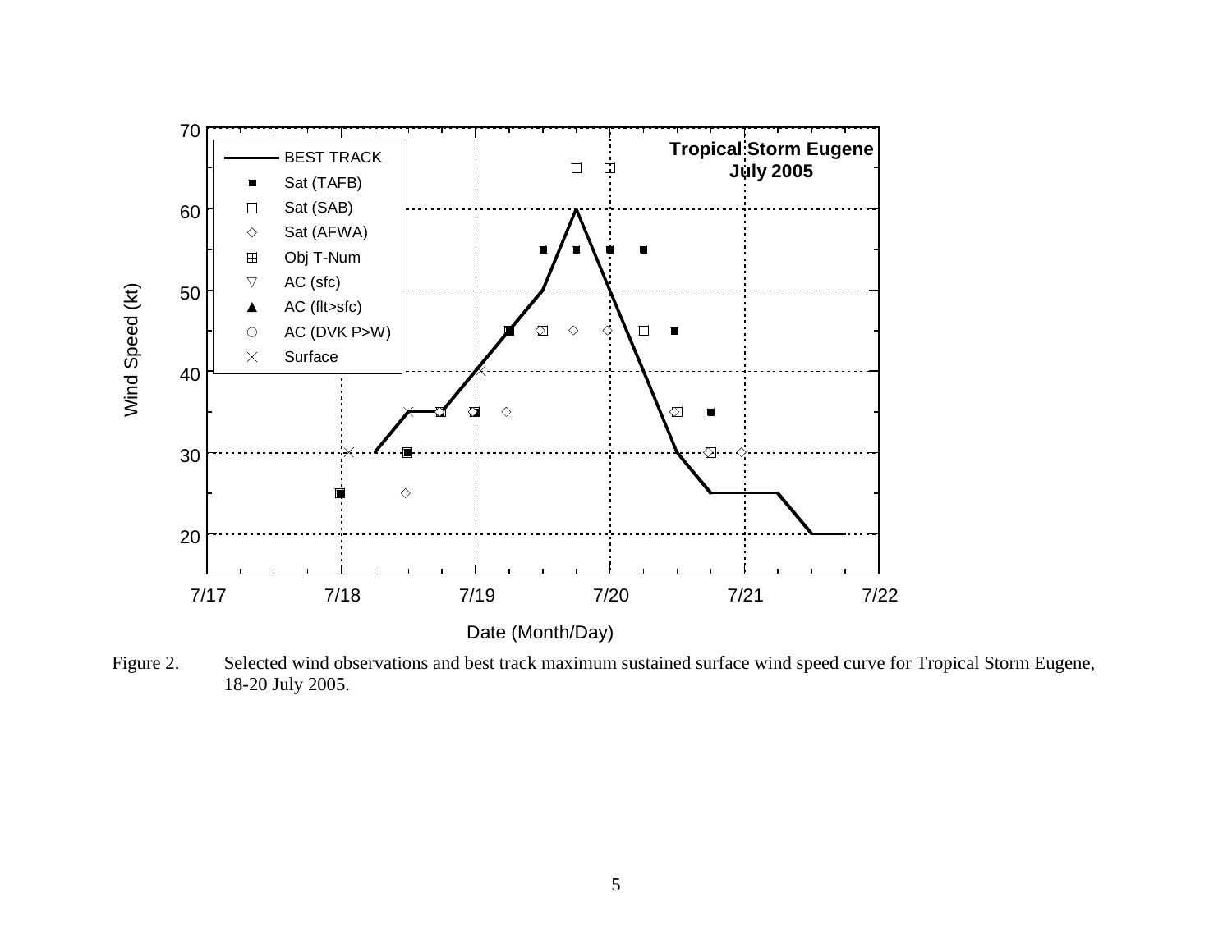Figure 2. Selected wind observations and best track maximum sustained surface wind speed curve for Tropical Storm Eugene, 18-20 July 2005.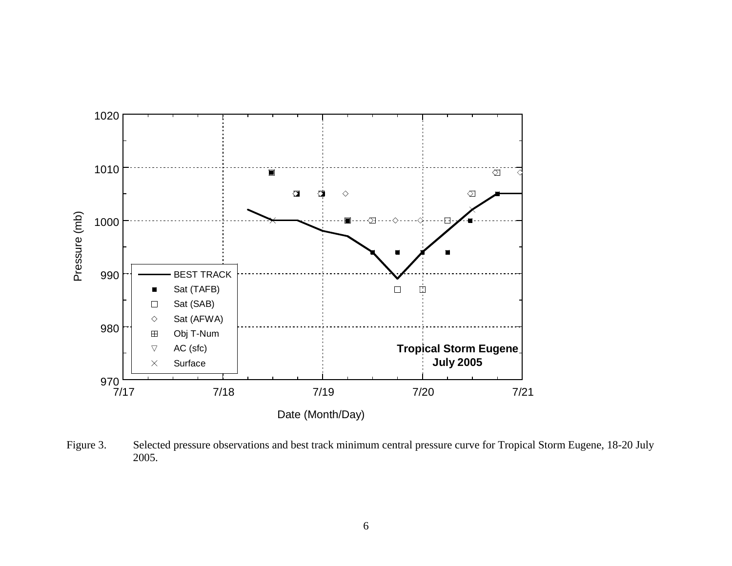1020

1010

1000

990

980

970

Pressure (mb)

7/17

7/18

7/19

7/20

7/21

Date (Month/Day)

BEST TRACK

Sat (TAFB)

Sat (SAB)

Sat (AFWA)

Obj T-Num

AC (sfc)

Surface

**Tropical Storm Eugene**

**July 2005**

Figure 3. Selected pressure observations and best track minimum central pressure curve for Tropical Storm Eugene, 18-20 July 2005.